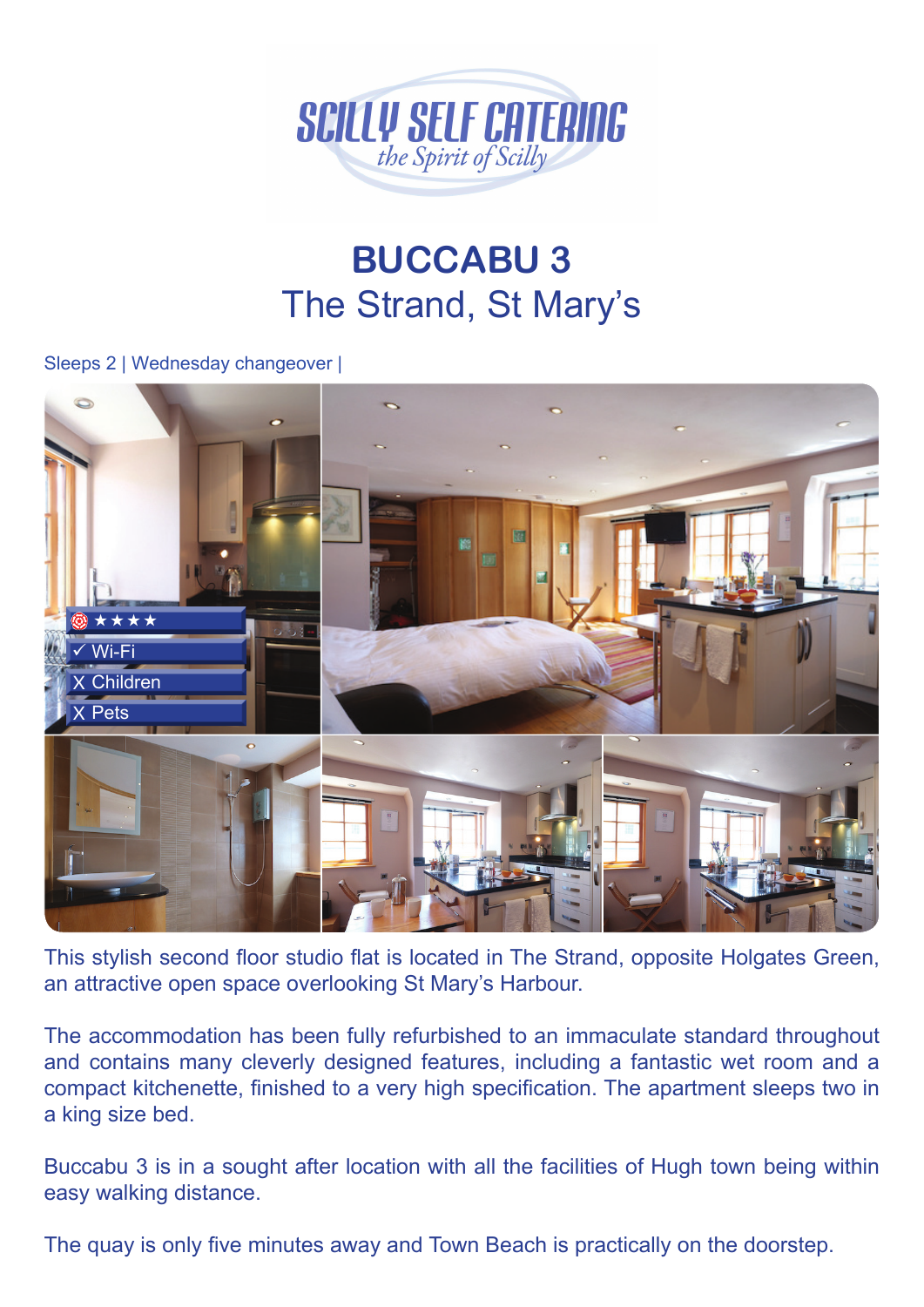SCILLY SELF CATERING

*the Spirit of Scilly*

# BUCCABU 3

## The Strand, St Mary's

Sleeps 2 | Wednesday changeover |

★★★★

✓ Wi-Fi

X Children

X Pets

This stylish second floor studio flat is located in The Strand, opposite Holgates Green, an attractive open space overlooking St Mary's Harbour.

The accommodation has fully refurbished to an immaculate standard throughout and contains many cleverly designed features, including a fantastic wet room and a compact kitchenette, finished to a very high specification. The apartment sleeps two in a king size bed.

Buccabu 3 is in a sought after location with all the facilities of Hugh town being within easy walking distance.

The quay is only five minutes away and Town Beach is practically on the doorstep.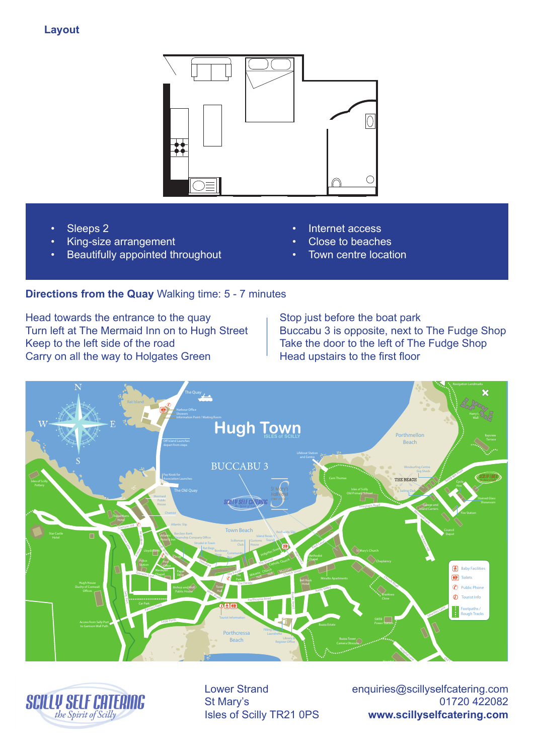## Layout

- Sleeps 2
- King-size arrangement
- Beautifully appointed throughout
- Internet access
- Close to beaches
- Town centre location

**Directions from the Quay** Walking time: 5 - 7 minutes

Head towards the entrance to the quay
Turn left at The Mermaid Inn on to Hugh Street
Keep to the left side of the road
Carry on all the way to Holgates Green
Stop just before the boat park
Buccabu 3 is opposite, next to The Fudge Shop
Take the door to the left of The Fudge Shop
Head upstairs to the first floor

Lower Strand
St Mary's
Isles of Scilly TR21 0PS

enquiries@scillyselfcatering.com
01720 422082
**www.scillyselfcatering.com**